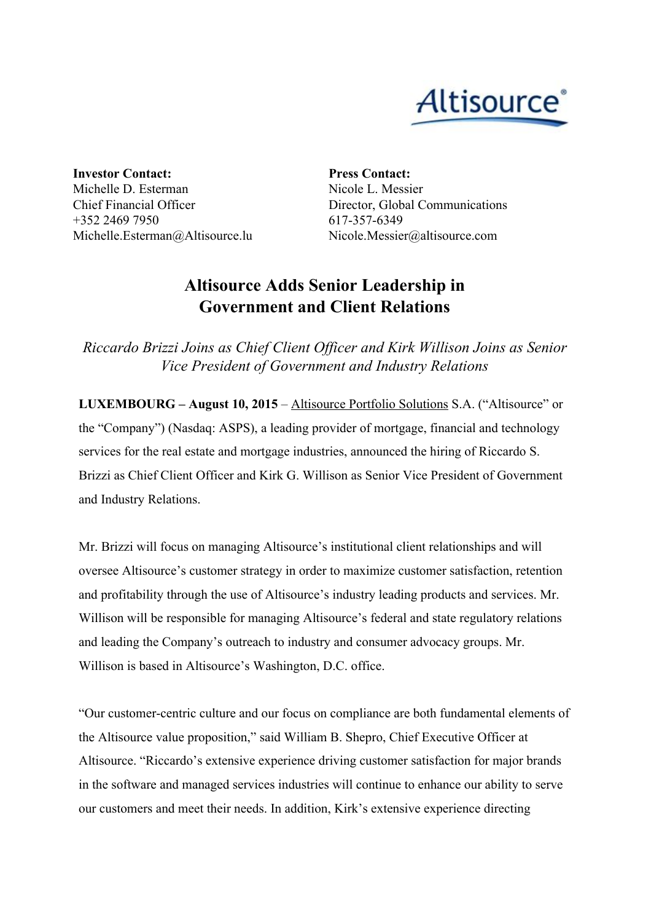**Investor Contact:**
Michelle D. Esterman
Chief Financial Officer
+352 2469 7950
Michelle.Esterman@Altisource.lu

**Press Contact:**
Nicole L. Messier
Director, Global Communications
617-357-6349
Nicole.Messier@altisource.com

# Altisource Adds Senior Leadership in Government and Client Relations

*Riccardo Brizzi Joins as Chief Client Officer and Kirk Willison Joins as Senior Vice President of Government and Industry Relations*

**LUXEMBOURG – August 10, 2015** – Altisource Portfolio Solutions S.A. ("Altisource" or the "Company") (Nasdaq: ASPS), a leading provider of mortgage, financial and technology services for the real estate and mortgage industries, announced the hiring of Riccardo S. Brizzi as Chief Client Officer and Kirk G. Willison as Senior Vice President of Government and Industry Relations.

Mr. Brizzi will focus on managing Altisource's institutional client relationships and will oversee Altisource's customer strategy in order to maximize customer satisfaction, retention and profitability through the use of Altisource's industry leading products and services. Mr. Willison will be responsible for managing Altisource's federal and state regulatory relations and leading the Company's outreach to industry and consumer advocacy groups. Mr. Willison is based in Altisource's Washington, D.C. office.

"Our customer-centric culture and our focus on compliance are both fundamental elements of the Altisource value proposition," said William B. Shepro, Chief Executive Officer at Altisource. "Riccardo's extensive experience driving customer satisfaction for major brands in the software and managed services industries will continue to enhance our ability to serve our customers and meet their needs. In addition, Kirk's extensive experience directing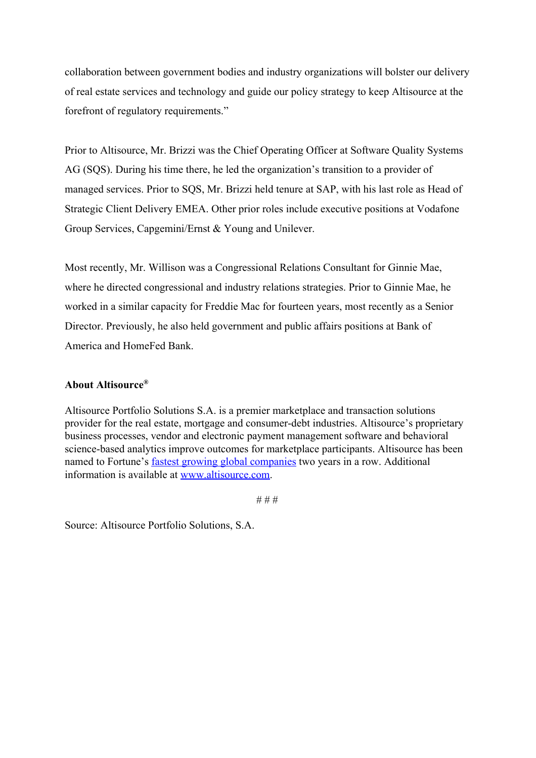collaboration between government bodies and industry organizations will bolster our delivery of real estate services and technology and guide our policy strategy to keep Altisource at the forefront of regulatory requirements."

Prior to Altisource, Mr. Brizzi was the Chief Operating Officer at Software Quality Systems AG (SQS). During his time there, he led the organization's transition to a provider of managed services. Prior to SQS, Mr. Brizzi held tenure at SAP, with his last role as Head of Strategic Client Delivery EMEA. Other prior roles include executive positions at Vodafone Group Services, Capgemini/Ernst & Young and Unilever.

Most recently, Mr. Willison was a Congressional Relations Consultant for Ginnie Mae, where he directed congressional and industry relations strategies. Prior to Ginnie Mae, he worked in a similar capacity for Freddie Mac for fourteen years, most recently as a Senior Director. Previously, he also held government and public affairs positions at Bank of America and HomeFed Bank.

**About Altisource®**

Altisource Portfolio Solutions S.A. is a premier marketplace and transaction solutions provider for the real estate, mortgage and consumer-debt industries. Altisource's proprietary business processes, vendor and electronic payment management software and behavioral science-based analytics improve outcomes for marketplace participants. Altisource has been named to Fortune's fastest growing global companies two years in a row. Additional information is available at www.altisource.com.

# # #

Source: Altisource Portfolio Solutions, S.A.